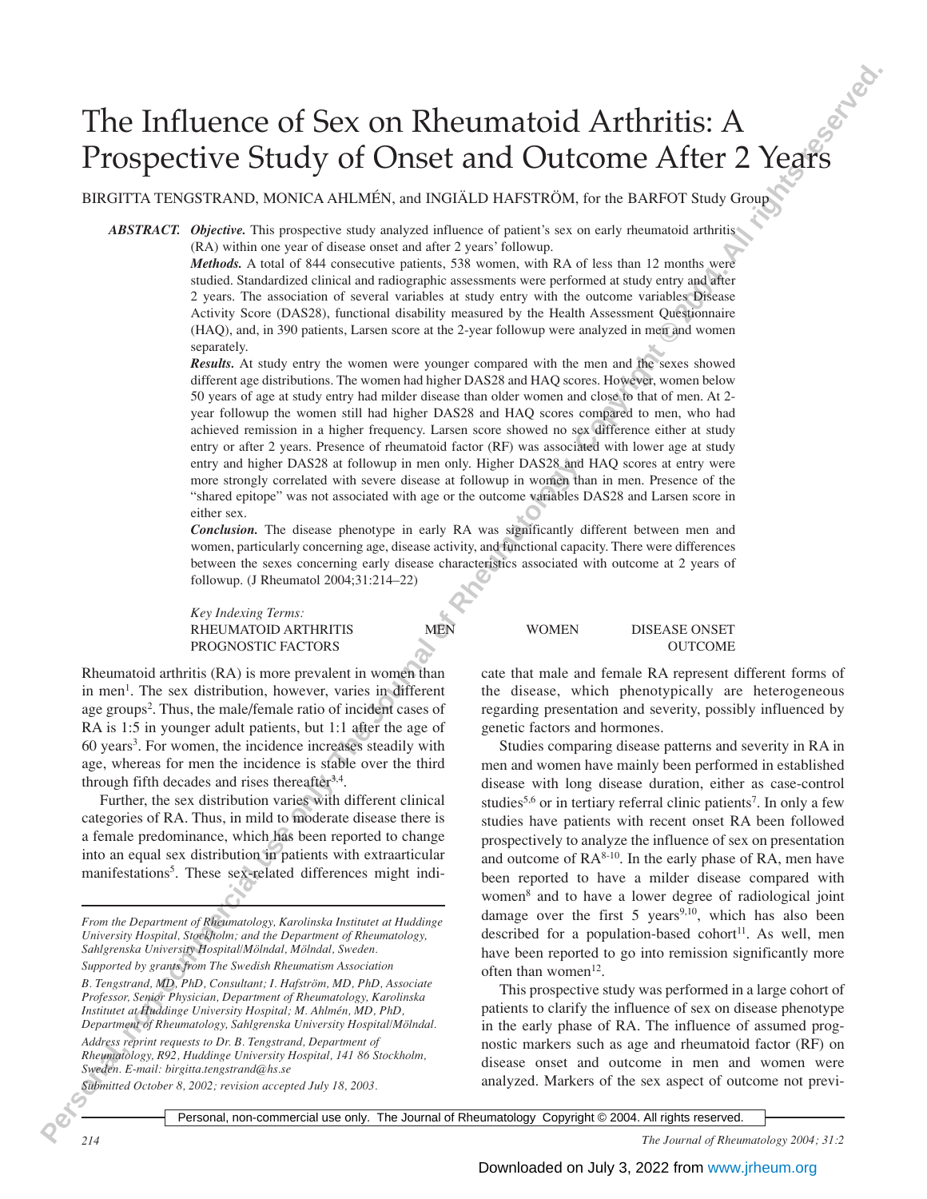# The Influence of Sex on Rheumatoid Arthritis: A Prospective Study of Onset and Outcome After 2 Years

BIRGITTA TENGSTRAND, MONICA AHLMÉN, and INGIÄLD HAFSTRÖM, for the BARFOT Study Group

***ABSTRACT.*** ***Objective.*** This prospective study analyzed influence of patient's sex on early rheumatoid arthritis (RA) within one year of disease onset and after 2 years' followup.

***Methods.*** A total of 844 consecutive patients, 538 women, with RA of less than 12 months were studied. Standardized clinical and radiographic assessments were performed at study entry and after 2 years. The association of several variables at study entry with the outcome variables Disease Activity Score (DAS28), functional disability measured by the Health Assessment Questionnaire (HAQ), and, in 390 patients, Larsen score at the 2-year followup were analyzed in men and women separately.

***Results.*** At study entry the women were younger compared with the men and the sexes showed different age distributions. The women had higher DAS28 and HAQ scores. However, women below 50 years of age at study entry had milder disease than older women and close to that of men. At 2-year followup the women still had higher DAS28 and HAQ scores compared to men, who had achieved remission in a higher frequency. Larsen score showed no sex difference either at study entry or after 2 years. Presence of rheumatoid factor (RF) was associated with lower age at study entry and higher DAS28 at followup in men only. Higher DAS28 and HAQ scores at entry were more strongly correlated with severe disease at followup in women than in men. Presence of the "shared epitope" was not associated with age or the outcome variables DAS28 and Larsen score in either sex.

***Conclusion.*** The disease phenotype in early RA was significantly different between men and women, particularly concerning age, disease activity, and functional capacity. There were differences between the sexes concerning early disease characteristics associated with outcome at 2 years of followup. (J Rheumatol 2004;31:214–22)

*Key Indexing Terms:*
RHEUMATOID ARTHRITIS — MEN — WOMEN — DISEASE ONSET
PROGNOSTIC FACTORS — OUTCOME

Rheumatoid arthritis (RA) is more prevalent in women than in men[1]. The sex distribution, however, varies in different age groups[2]. Thus, the male/female ratio of incident cases of RA is 1:5 in younger adult patients, but 1:1 after the age of 60 years[3]. For women, the incidence increases steadily with age, whereas for men the incidence is stable over the third through fifth decades and rises thereafter[3,4].

Further, the sex distribution varies with different clinical categories of RA. Thus, in mild to moderate disease there is a female predominance, which has been reported to change into an equal sex distribution in patients with extraarticular manifestations[5]. These sex-related differences might indicate that male and female RA represent different forms of the disease, which phenotypically are heterogeneous regarding presentation and severity, possibly influenced by genetic factors and hormones.

Studies comparing disease patterns and severity in RA in men and women have mainly been performed in established disease with long disease duration, either as case-control studies[5,6] or in tertiary referral clinic patients[7]. In only a few studies have patients with recent onset RA been followed prospectively to analyze the influence of sex on presentation and outcome of RA[8-10]. In the early phase of RA, men have been reported to have a milder disease compared with women[8] and to have a lower degree of radiological joint damage over the first 5 years[9,10], which has also been described for a population-based cohort[11]. As well, men have been reported to go into remission significantly more often than women[12].

This prospective study was performed in a large cohort of patients to clarify the influence of sex on disease phenotype in the early phase of RA. The influence of assumed prognostic markers such as age and rheumatoid factor (RF) on disease onset and outcome in men and women were analyzed. Markers of the sex aspect of outcome not previ-

*From the Department of Rheumatology, Karolinska Institutet at Huddinge University Hospital, Stockholm; and the Department of Rheumatology, Sahlgrenska University Hospital/Mölndal, Mölndal, Sweden.*

*Supported by grants from The Swedish Rheumatism Association*

*B. Tengstrand, MD, PhD, Consultant; I. Hafström, MD, PhD, Associate Professor, Senior Physician, Department of Rheumatology, Karolinska Institutet at Huddinge University Hospital; M. Ahlmén, MD, PhD, Department of Rheumatology, Sahlgrenska University Hospital/Mölndal.*

*Address reprint requests to Dr. B. Tengstrand, Department of Rheumatology, R92, Huddinge University Hospital, 141 86 Stockholm, Sweden. E-mail: birgitta.tengstrand@hs.se*

*Submitted October 8, 2002; revision accepted July 18, 2003.*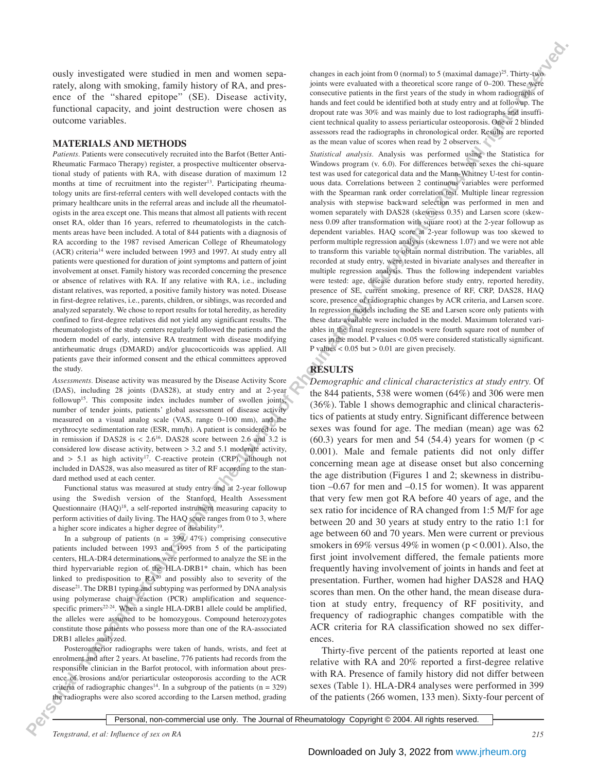ously investigated were studied in men and women separately, along with smoking, family history of RA, and presence of the "shared epitope" (SE). Disease activity, functional capacity, and joint destruction were chosen as outcome variables.

## MATERIALS AND METHODS

*Patients.* Patients were consecutively recruited into the Barfot (Better Anti-Rheumatic Farmaco Therapy) register, a prospective multicenter observational study of patients with RA, with disease duration of maximum 12 months at time of recruitment into the register[13]. Participating rheumatology units are first-referral centers with well developed contacts with the primary healthcare units in the referral areas and include all the rheumatologists in the area except one. This means that almost all patients with recent onset RA, older than 16 years, referred to rheumatologists in the catchments areas have been included. A total of 844 patients with a diagnosis of RA according to the 1987 revised American College of Rheumatology (ACR) criteria[14] were included between 1993 and 1997. At study entry all patients were questioned for duration of joint symptoms and pattern of joint involvement at onset. Family history was recorded concerning the presence or absence of relatives with RA. If any relative with RA, i.e., including distant relatives, was reported, a positive family history was noted. Disease in first-degree relatives, i.e., parents, children, or siblings, was recorded and analyzed separately. We chose to report results for total heredity, as heredity confined to first-degree relatives did not yield any significant results. The rheumatologists of the study centers regularly followed the patients and the modern model of early, intensive RA treatment with disease modifying antirheumatic drugs (DMARD) and/or glucocorticoids was applied. All patients gave their informed consent and the ethical committees approved the study.

*Assessments.* Disease activity was measured by the Disease Activity Score (DAS), including 28 joints (DAS28), at study entry and at 2-year followup[15]. This composite index includes number of swollen joints, number of tender joints, patients' global assessment of disease activity measured on a visual analog scale (VAS, range 0–100 mm), and the erythrocyte sedimentation rate (ESR, mm/h). A patient is considered to be in remission if DAS28 is < 2.6[16]. DAS28 score between 2.6 and 3.2 is considered low disease activity, between > 3.2 and 5.1 moderate activity, and > 5.1 as high activity[17]. C-reactive protein (CRP), although not included in DAS28, was also measured as titer of RF according to the standard method used at each center.

Functional status was measured at study entry and at 2-year followup using the Swedish version of the Stanford Health Assessment Questionnaire (HAQ)[18], a self-reported instrument measuring capacity to perform activities of daily living. The HAQ score ranges from 0 to 3, where a higher score indicates a higher degree of disability[19].

In a subgroup of patients (n = 399, 47%) comprising consecutive patients included between 1993 and 1995 from 5 of the participating centers, HLA-DR4 determinations were performed to analyze the SE in the third hypervariable region of the HLA-DRB1* chain, which has been linked to predisposition to RA[20] and possibly also to severity of the disease[21]. The DRB1 typing and subtyping was performed by DNA analysis using polymerase chain reaction (PCR) amplification and sequence-specific primers[22-24]. When a single HLA-DRB1 allele could be amplified, the alleles were assumed to be homozygous. Compound heterozygotes constitute those patients who possess more than one of the RA-associated DRB1 alleles analyzed.

Posteroanterior radiographs were taken of hands, wrists, and feet at enrolment and after 2 years. At baseline, 776 patients had records from the responsible clinician in the Barfot protocol, with information about presence of erosions and/or periarticular osteoporosis according to the ACR criteria of radiographic changes[14]. In a subgroup of the patients (n = 329) the radiographs were also scored according to the Larsen method, grading changes in each joint from 0 (normal) to 5 (maximal damage)[25]. Thirty-two joints were evaluated with a theoretical score range of 0–200. These were consecutive patients in the first years of the study in whom radiographs of hands and feet could be identified both at study entry and at followup. The dropout rate was 30% and was mainly due to lost radiographs and insufficient technical quality to assess periarticular osteoporosis. One or 2 blinded assessors read the radiographs in chronological order. Results are reported as the mean value of scores when read by 2 observers.

*Statistical analysis.* Analysis was performed using the Statistica for Windows program (v. 6.0). For differences between sexes the chi-square test was used for categorical data and the Mann-Whitney U-test for continuous data. Correlations between 2 continuous variables were performed with the Spearman rank order correlation test. Multiple linear regression analysis with stepwise backward selection was performed in men and women separately with DAS28 (skewness 0.35) and Larsen score (skewness 0.09 after transformation with square root) at the 2-year followup as dependent variables. HAQ score at 2-year followup was too skewed to perform multiple regression analysis (skewness 1.07) and we were not able to transform this variable to obtain normal distribution. The variables, all recorded at study entry, were tested in bivariate analyses and thereafter in multiple regression analysis. Thus the following independent variables were tested: age, disease duration before study entry, reported heredity, presence of SE, current smoking, presence of RF, CRP, DAS28, HAQ score, presence of radiographic changes by ACR criteria, and Larsen score. In regression models including the SE and Larsen score only patients with these data available were included in the model. Maximum tolerated variables in the final regression models were fourth square root of number of cases in the model. P values < 0.05 were considered statistically significant. P values < 0.05 but > 0.01 are given precisely.

## RESULTS

*Demographic and clinical characteristics at study entry.* Of the 844 patients, 538 were women (64%) and 306 were men (36%). Table 1 shows demographic and clinical characteristics of patients at study entry. Significant difference between sexes was found for age. The median (mean) age was 62 (60.3) years for men and 54 (54.4) years for women (p < 0.001). Male and female patients did not only differ concerning mean age at disease onset but also concerning the age distribution (Figures 1 and 2; skewness in distribution –0.67 for men and –0.15 for women). It was apparent that very few men got RA before 40 years of age, and the sex ratio for incidence of RA changed from 1:5 M/F for age between 20 and 30 years at study entry to the ratio 1:1 for age between 60 and 70 years. Men were current or previous smokers in 69% versus 49% in women (p < 0.001). Also, the first joint involvement differed, the female patients more frequently having involvement of joints in hands and feet at presentation. Further, women had higher DAS28 and HAQ scores than men. On the other hand, the mean disease duration at study entry, frequency of RF positivity, and frequency of radiographic changes compatible with the ACR criteria for RA classification showed no sex differences.

Thirty-five percent of the patients reported at least one relative with RA and 20% reported a first-degree relative with RA. Presence of family history did not differ between sexes (Table 1). HLA-DR4 analyses were performed in 399 of the patients (266 women, 133 men). Sixty-four percent of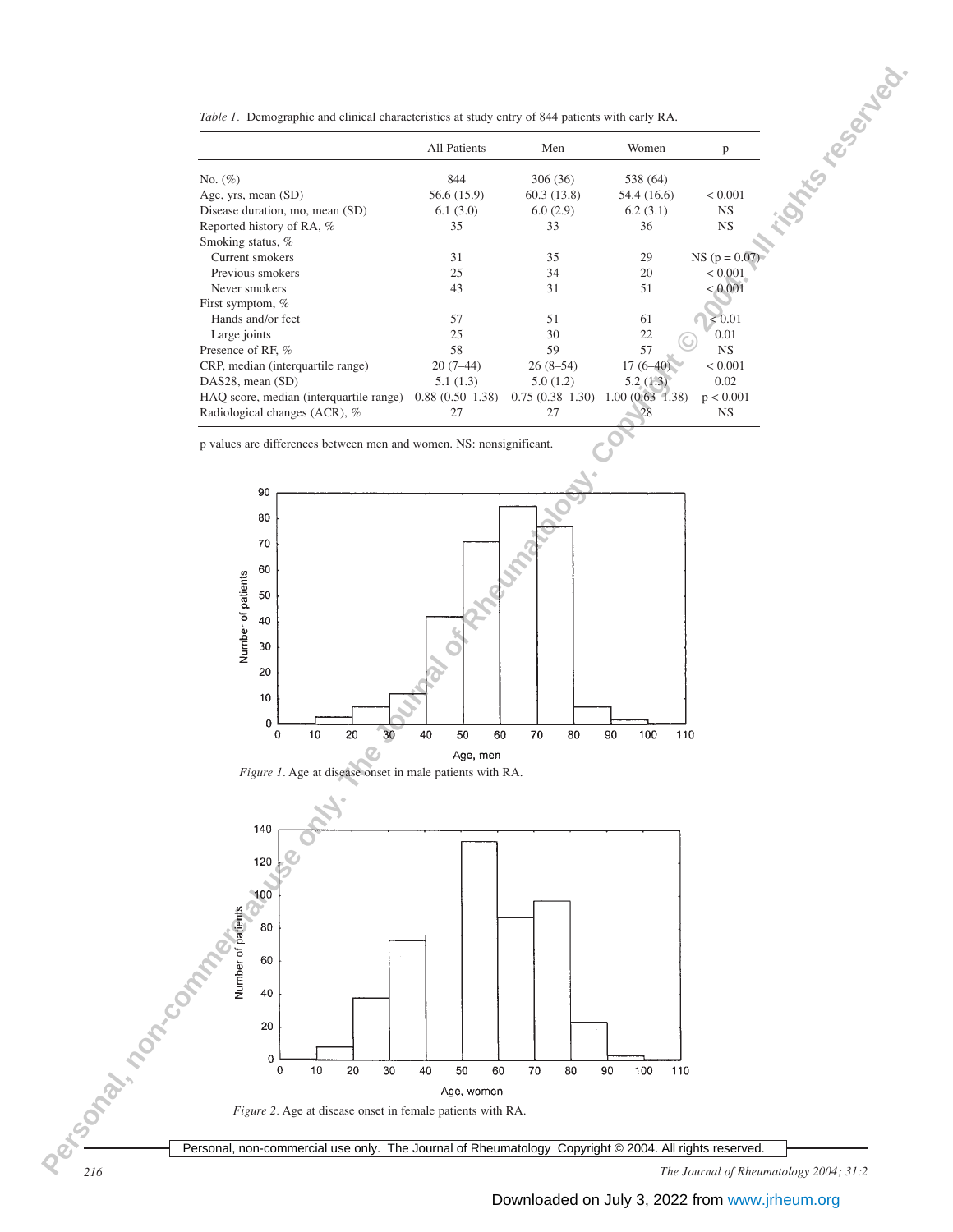*Table 1.* Demographic and clinical characteristics at study entry of 844 patients with early RA.

| | All Patients | Men | Women | p |
|---|---|---|---|---|
| No. (%) | 844 | 306 (36) | 538 (64) | |
| Age, yrs, mean (SD) | 56.6 (15.9) | 60.3 (13.8) | 54.4 (16.6) | < 0.001 |
| Disease duration, mo, mean (SD) | 6.1 (3.0) | 6.0 (2.9) | 6.2 (3.1) | NS |
| Reported history of RA, % | 35 | 33 | 36 | NS |
| Smoking status, % | | | | |
| Current smokers | 31 | 35 | 29 | NS (p = 0.07) |
| Previous smokers | 25 | 34 | 20 | < 0.001 |
| Never smokers | 43 | 31 | 51 | < 0.001 |
| First symptom, % | | | | |
| Hands and/or feet | 57 | 51 | 61 | < 0.01 |
| Large joints | 25 | 30 | 22 | 0.01 |
| Presence of RF, % | 58 | 59 | 57 | NS |
| CRP, median (interquartile range) | 20 (7–44) | 26 (8–54) | 17 (6–40) | < 0.001 |
| DAS28, mean (SD) | 5.1 (1.3) | 5.0 (1.2) | 5.2 (1.3) | 0.02 |
| HAQ score, median (interquartile range) | 0.88 (0.50–1.38) | 0.75 (0.38–1.30) | 1.00 (0.63–1.38) | p < 0.001 |
| Radiological changes (ACR), % | 27 | 27 | 28 | NS |

p values are differences between men and women. NS: nonsignificant.

*Figure 1.* Age at disease onset in male patients with RA.

*Figure 2.* Age at disease onset in female patients with RA.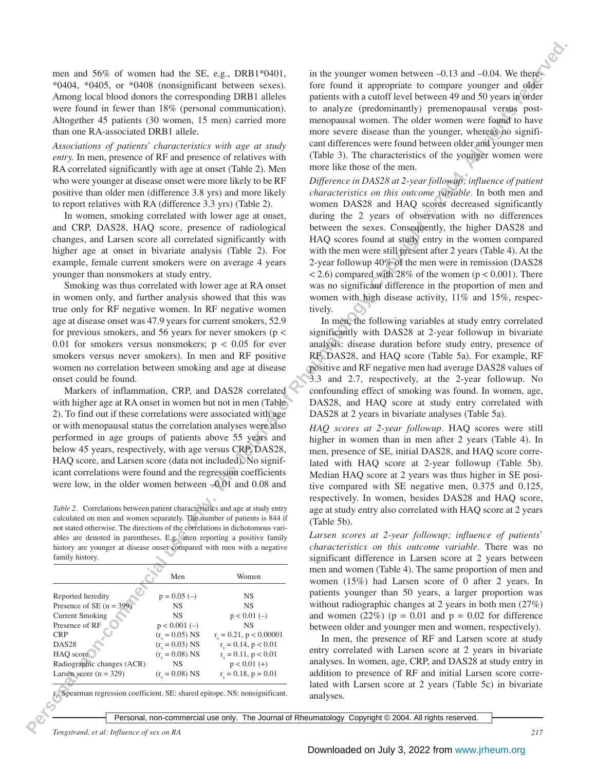men and 56% of women had the SE, e.g., DRB1*0401, *0404, *0405, or *0408 (nonsignificant between sexes). Among local blood donors the corresponding DRB1 alleles were found in fewer than 18% (personal communication). Altogether 45 patients (30 women, 15 men) carried more than one RA-associated DRB1 allele.

*Associations of patients' characteristics with age at study entry.* In men, presence of RF and presence of relatives with RA correlated significantly with age at onset (Table 2). Men who were younger at disease onset were more likely to be RF positive than older men (difference 3.8 yrs) and more likely to report relatives with RA (difference 3.3 yrs) (Table 2).

In women, smoking correlated with lower age at onset, and CRP, DAS28, HAQ score, presence of radiological changes, and Larsen score all correlated significantly with higher age at onset in bivariate analysis (Table 2). For example, female current smokers were on average 4 years younger than nonsmokers at study entry.

Smoking was thus correlated with lower age at RA onset in women only, and further analysis showed that this was true only for RF negative women. In RF negative women age at disease onset was 47.9 years for current smokers, 52.9 for previous smokers, and 56 years for never smokers ($p < 0.01$ for smokers versus nonsmokers; $p < 0.05$ for ever smokers versus never smokers). In men and RF positive women no correlation between smoking and age at disease onset could be found.

Markers of inflammation, CRP, and DAS28 correlated with higher age at RA onset in women but not in men (Table 2). To find out if these correlations were associated with age or with menopausal status the correlation analyses were also performed in age groups of patients above 55 years and below 45 years, respectively, with age versus CRP, DAS28, HAQ score, and Larsen score (data not included). No significant correlations were found and the regression coefficients were low, in the older women between –0.01 and 0.08 and in the younger women between –0.13 and –0.04. We therefore found it appropriate to compare younger and older patients with a cutoff level between 49 and 50 years in order to analyze (predominantly) premenopausal versus postmenopausal women. The older women were found to have more severe disease than the younger, whereas no significant differences were found between older and younger men (Table 3). The characteristics of the younger women were more like those of the men.

*Table 2.* Correlations between patient characteristics and age at study entry calculated on men and women separately. The number of patients is 844 if not stated otherwise. The directions of the correlations in dichotomous variables are denoted in parentheses. E.g., men reporting a positive family history are younger at disease onset compared with men with a negative family history.

| | Men | Women |
|---|---|---|
| Reported heredity | $p = 0.05$ (–) | NS |
| Presence of SE (n = 399) | NS | NS |
| Current Smoking | NS | $p < 0.01$ (–) |
| Presence of RF | $p < 0.001$ (–) | NS |
| CRP | ($r_s = 0.05$) NS | $r_s = 0.21$, $p < 0.00001$ |
| DAS28 | ($r_s = 0.03$) NS | $r_s = 0.14$, $p < 0.01$ |
| HAQ score | ($r_s = 0.08$) NS | $r_s = 0.11$, $p < 0.01$ |
| Radiographic changes (ACR) | NS | $p < 0.01$ (+) |
| Larsen score (n = 329) | ($r_s = 0.08$) NS | $r_s = 0.18$, $p = 0.01$ |

$r_s$: Spearman regression coefficient. SE: shared epitope. NS: nonsignificant.

*Difference in DAS28 at 2-year followup; influence of patient characteristics on this outcome variable.* In both men and women DAS28 and HAQ scores decreased significantly during the 2 years of observation with no differences between the sexes. Consequently, the higher DAS28 and HAQ scores found at study entry in the women compared with the men were still present after 2 years (Table 4). At the 2-year followup 40% of the men were in remission (DAS28 < 2.6) compared with 28% of the women ($p < 0.001$). There was no significant difference in the proportion of men and women with high disease activity, 11% and 15%, respectively.

In men, the following variables at study entry correlated significantly with DAS28 at 2-year followup in bivariate analysis: disease duration before study entry, presence of RF, DAS28, and HAQ score (Table 5a). For example, RF positive and RF negative men had average DAS28 values of 3.3 and 2.7, respectively, at the 2-year followup. No confounding effect of smoking was found. In women, age, DAS28, and HAQ score at study entry correlated with DAS28 at 2 years in bivariate analyses (Table 5a).

*HAQ scores at 2-year followup.* HAQ scores were still higher in women than in men after 2 years (Table 4). In men, presence of SE, initial DAS28, and HAQ score correlated with HAQ score at 2-year followup (Table 5b). Median HAQ score at 2 years was thus higher in SE positive compared with SE negative men, 0.375 and 0.125, respectively. In women, besides DAS28 and HAQ score, age at study entry also correlated with HAQ score at 2 years (Table 5b).

*Larsen scores at 2-year followup; influence of patients' characteristics on this outcome variable.* There was no significant difference in Larsen score at 2 years between men and women (Table 4). The same proportion of men and women (15%) had Larsen score of 0 after 2 years. In patients younger than 50 years, a larger proportion was without radiographic changes at 2 years in both men (27%) and women (22%) ($p = 0.01$ and $p = 0.02$ for difference between older and younger men and women, respectively).

In men, the presence of RF and Larsen score at study entry correlated with Larsen score at 2 years in bivariate analyses. In women, age, CRP, and DAS28 at study entry in addition to presence of RF and initial Larsen score correlated with Larsen score at 2 years (Table 5c) in bivariate analyses.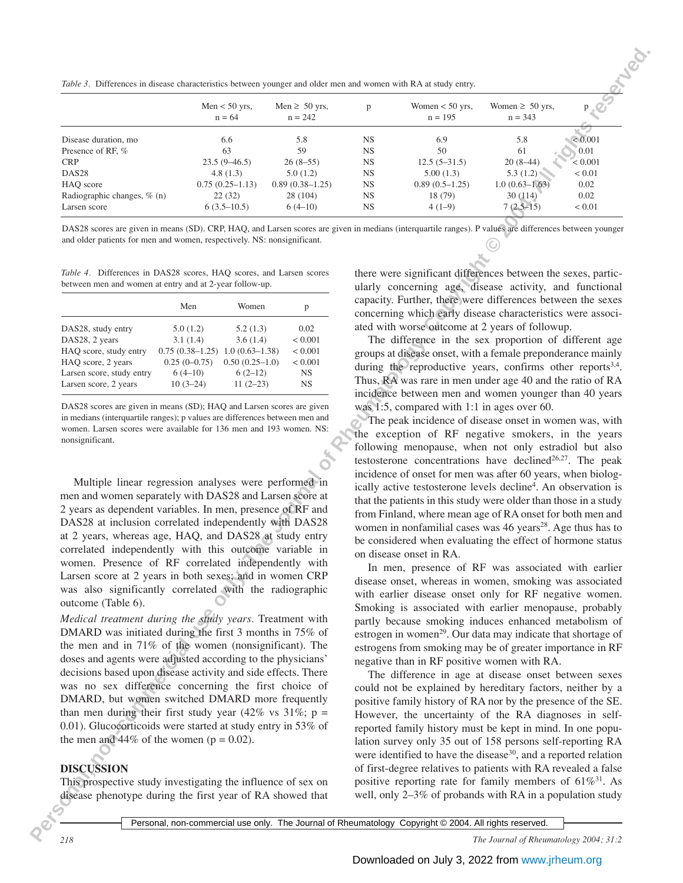*Table 3.* Differences in disease characteristics between younger and older men and women with RA at study entry.

| | Men < 50 yrs, n = 64 | Men ≥ 50 yrs, n = 242 | p | Women < 50 yrs, n = 195 | Women ≥ 50 yrs, n = 343 | p |
|---|---|---|---|---|---|---|
| Disease duration, mo | 6.6 | 5.8 | NS | 6.9 | 5.8 | < 0.001 |
| Presence of RF, % | 63 | 59 | NS | 50 | 61 | 0.01 |
| CRP | 23.5 (9–46.5) | 26 (8–55) | NS | 12.5 (5–31.5) | 20 (8–44) | < 0.001 |
| DAS28 | 4.8 (1.3) | 5.0 (1.2) | NS | 5.00 (1.3) | 5.3 (1.2) | < 0.01 |
| HAQ score | 0.75 (0.25–1.13) | 0.89 (0.38–1.25) | NS | 0.89 (0.5–1.25) | 1.0 (0.63–1.63) | 0.02 |
| Radiographic changes, % (n) | 22 (32) | 28 (104) | NS | 18 (79) | 30 (114) | 0.02 |
| Larsen score | 6 (3.5–10.5) | 6 (4–10) | NS | 4 (1–9) | 7 (2.5–15) | < 0.01 |

DAS28 scores are given in means (SD). CRP, HAQ, and Larsen scores are given in medians (interquartile ranges). P values are differences between younger and older patients for men and women, respectively. NS: nonsignificant.

*Table 4.* Differences in DAS28 scores, HAQ scores, and Larsen scores between men and women at entry and at 2-year follow-up.

| | Men | Women | p |
|---|---|---|---|
| DAS28, study entry | 5.0 (1.2) | 5.2 (1.3) | 0.02 |
| DAS28, 2 years | 3.1 (1.4) | 3.6 (1.4) | < 0.001 |
| HAQ score, study entry | 0.75 (0.38–1.25) | 1.0 (0.63–1.38) | < 0.001 |
| HAQ score, 2 years | 0.25 (0–0.75) | 0.50 (0.25–1.0) | < 0.001 |
| Larsen score, study entry | 6 (4–10) | 6 (2–12) | NS |
| Larsen score, 2 years | 10 (3–24) | 11 (2–23) | NS |

DAS28 scores are given in means (SD); HAQ and Larsen scores are given in medians (interquartile ranges); p values are differences between men and women. Larsen scores were available for 136 men and 193 women. NS: nonsignificant.

Multiple linear regression analyses were performed in men and women separately with DAS28 and Larsen score at 2 years as dependent variables. In men, presence of RF and DAS28 at inclusion correlated independently with DAS28 at 2 years, whereas age, HAQ, and DAS28 at study entry correlated independently with this outcome variable in women. Presence of RF correlated independently with Larsen score at 2 years in both sexes; and in women CRP was also significantly correlated with the radiographic outcome (Table 6).

*Medical treatment during the study years.* Treatment with DMARD was initiated during the first 3 months in 75% of the men and in 71% of the women (nonsignificant). The doses and agents were adjusted according to the physicians' decisions based upon disease activity and side effects. There was no sex difference concerning the first choice of DMARD, but women switched DMARD more frequently than men during their first study year (42% vs 31%; p = 0.01). Glucocorticoids were started at study entry in 53% of the men and 44% of the women (p = 0.02).

## DISCUSSION

This prospective study investigating the influence of sex on disease phenotype during the first year of RA showed that there were significant differences between the sexes, particularly concerning age, disease activity, and functional capacity. Further, there were differences between the sexes concerning which early disease characteristics were associated with worse outcome at 2 years of followup.

The difference in the sex proportion of different age groups at disease onset, with a female preponderance mainly during the reproductive years, confirms other reports[3,4]. Thus, RA was rare in men under age 40 and the ratio of RA incidence between men and women younger than 40 years was 1:5, compared with 1:1 in ages over 60.

The peak incidence of disease onset in women was, with the exception of RF negative smokers, in the years following menopause, when not only estradiol but also testosterone concentrations have declined[26,27]. The peak incidence of onset for men was after 60 years, when biologically active testosterone levels decline[4]. An observation is that the patients in this study were older than those in a study from Finland, where mean age of RA onset for both men and women in nonfamilial cases was 46 years[28]. Age thus has to be considered when evaluating the effect of hormone status on disease onset in RA.

In men, presence of RF was associated with earlier disease onset, whereas in women, smoking was associated with earlier disease onset only for RF negative women. Smoking is associated with earlier menopause, probably partly because smoking induces enhanced metabolism of estrogen in women[29]. Our data may indicate that shortage of estrogens from smoking may be of greater importance in RF negative than in RF positive women with RA.

The difference in age at disease onset between sexes could not be explained by hereditary factors, neither by a positive family history of RA nor by the presence of the SE. However, the uncertainty of the RA diagnoses in self-reported family history must be kept in mind. In one population survey only 35 out of 158 persons self-reporting RA were identified to have the disease[30], and a reported relation of first-degree relatives to patients with RA revealed a false positive reporting rate for family members of 61%[31]. As well, only 2–3% of probands with RA in a population study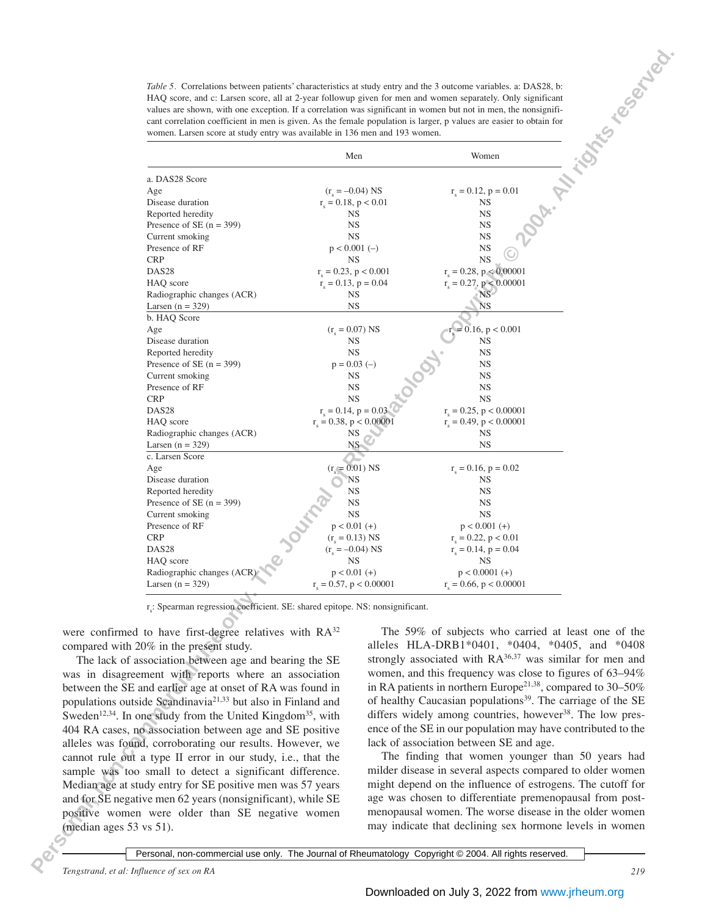*Table 5.* Correlations between patients' characteristics at study entry and the 3 outcome variables. a: DAS28, b: HAQ score, and c: Larsen score, all at 2-year followup given for men and women separately. Only significant values are shown, with one exception. If a correlation was significant in women but not in men, the nonsignificant correlation coefficient in men is given. As the female population is larger, p values are easier to obtain for women. Larsen score at study entry was available in 136 men and 193 women.

| | Men | Women |
|---|---|---|
| **a. DAS28 Score** | | |
| Age | ($r_s$ = –0.04) NS | $r_s$ = 0.12, p = 0.01 |
| Disease duration | $r_s$ = 0.18, p < 0.01 | NS |
| Reported heredity | NS | NS |
| Presence of SE (n = 399) | NS | NS |
| Current smoking | NS | NS |
| Presence of RF | p < 0.001 (–) | NS |
| CRP | NS | NS |
| DAS28 | $r_s$ = 0.23, p < 0.001 | $r_s$ = 0.28, p < 0.00001 |
| HAQ score | $r_s$ = 0.13, p = 0.04 | $r_s$ = 0.27, p < 0.00001 |
| Radiographic changes (ACR) | NS | NS |
| Larsen (n = 329) | NS | NS |
| **b. HAQ Score** | | |
| Age | ($r_s$ = 0.07) NS | $r_s$ = 0.16, p < 0.001 |
| Disease duration | NS | NS |
| Reported heredity | NS | NS |
| Presence of SE (n = 399) | p = 0.03 (–) | NS |
| Current smoking | NS | NS |
| Presence of RF | NS | NS |
| CRP | NS | NS |
| DAS28 | $r_s$ = 0.14, p = 0.03 | $r_s$ = 0.25, p < 0.00001 |
| HAQ score | $r_s$ = 0.38, p < 0.00001 | $r_s$ = 0.49, p < 0.00001 |
| Radiographic changes (ACR) | NS | NS |
| Larsen (n = 329) | NS | NS |
| **c. Larsen Score** | | |
| Age | ($r_s$ = 0.01) NS | $r_s$ = 0.16, p = 0.02 |
| Disease duration | NS | NS |
| Reported heredity | NS | NS |
| Presence of SE (n = 399) | NS | NS |
| Current smoking | NS | NS |
| Presence of RF | p < 0.01 (+) | p < 0.001 (+) |
| CRP | ($r_s$ = 0.13) NS | $r_s$ = 0.22, p < 0.01 |
| DAS28 | ($r_s$ = –0.04) NS | $r_s$ = 0.14, p = 0.04 |
| HAQ score | NS | NS |
| Radiographic changes (ACR) | p < 0.01 (+) | p < 0.0001 (+) |
| Larsen (n = 329) | $r_s$ = 0.57, p < 0.00001 | $r_s$ = 0.66, p < 0.00001 |

$r_s$: Spearman regression coefficient. SE: shared epitope. NS: nonsignificant.

were confirmed to have first-degree relatives with RA[32] compared with 20% in the present study.

The lack of association between age and bearing the SE was in disagreement with reports where an association between the SE and earlier age at onset of RA was found in populations outside Scandinavia[21,33] but also in Finland and Sweden[12,34]. In one study from the United Kingdom[35], with 404 RA cases, no association between age and SE positive alleles was found, corroborating our results. However, we cannot rule out a type II error in our study, i.e., that the sample was too small to detect a significant difference. Median age at study entry for SE positive men was 57 years and for SE negative men 62 years (nonsignificant), while SE positive women were older than SE negative women (median ages 53 vs 51).

The 59% of subjects who carried at least one of the alleles HLA-DRB1*0401, *0404, *0405, and *0408 strongly associated with RA[36,37] was similar for men and women, and this frequency was close to figures of 63–94% in RA patients in northern Europe[21,38], compared to 30–50% of healthy Caucasian populations[39]. The carriage of the SE differs widely among countries, however[38]. The low presence of the SE in our population may have contributed to the lack of association between SE and age.

The finding that women younger than 50 years had milder disease in several aspects compared to older women might depend on the influence of estrogens. The cutoff for age was chosen to differentiate premenopausal from postmenopausal women. The worse disease in the older women may indicate that declining sex hormone levels in women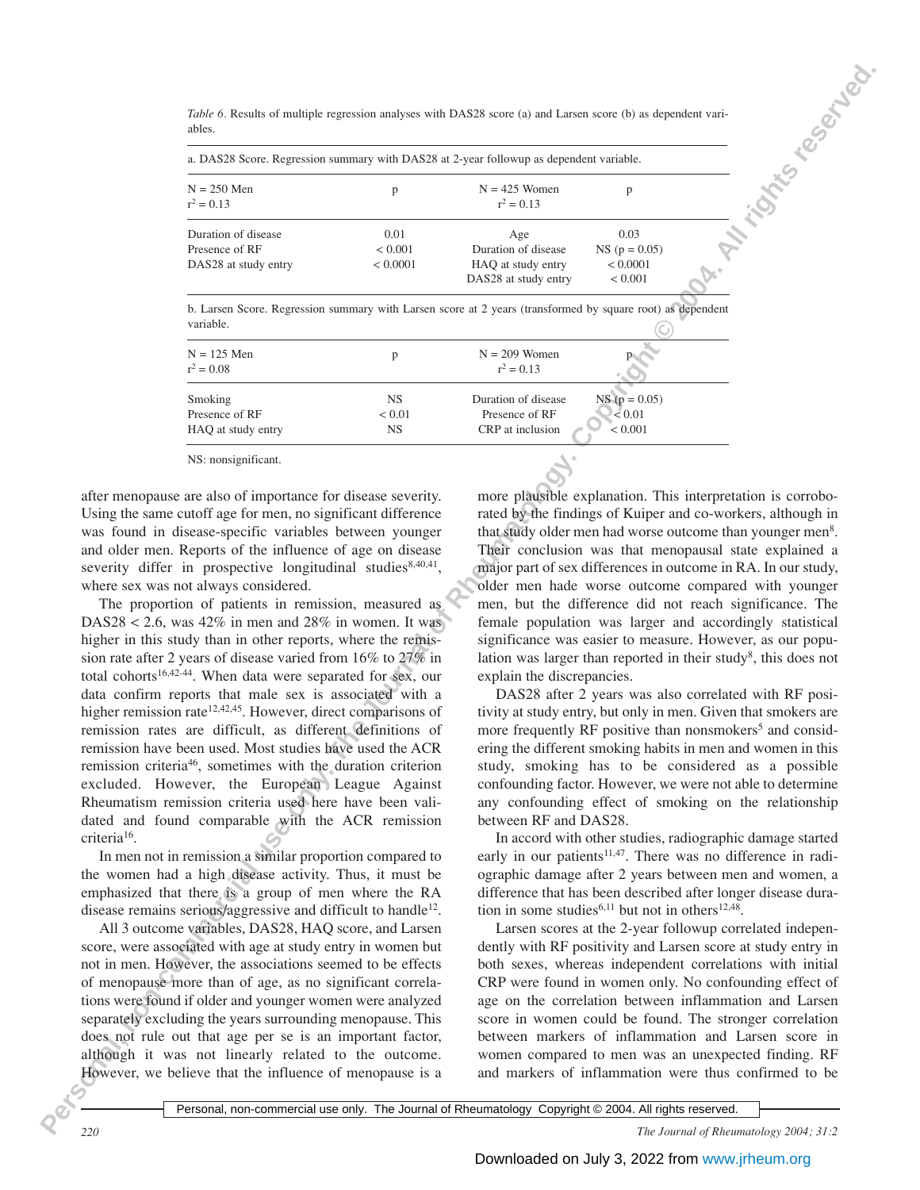*Table 6*. Results of multiple regression analyses with DAS28 score (a) and Larsen score (b) as dependent variables.

a. DAS28 Score. Regression summary with DAS28 at 2-year followup as dependent variable.

| N = 250 Men $r^2 = 0.13$ | p | N = 425 Women $r^2 = 0.13$ | p |
|---|---|---|---|
| Duration of disease | 0.01 | Age | 0.03 |
| Presence of RF | < 0.001 | Duration of disease | NS (p = 0.05) |
| DAS28 at study entry | < 0.0001 | HAQ at study entry | < 0.0001 |
| | | DAS28 at study entry | < 0.001 |

b. Larsen Score. Regression summary with Larsen score at 2 years (transformed by square root) as dependent variable.

| N = 125 Men $r^2 = 0.08$ | p | N = 209 Women $r^2 = 0.13$ | p |
|---|---|---|---|
| Smoking | NS | Duration of disease | NS (p = 0.05) |
| Presence of RF | < 0.01 | Presence of RF | < 0.01 |
| HAQ at study entry | NS | CRP at inclusion | < 0.001 |

NS: nonsignificant.

after menopause are also of importance for disease severity. Using the same cutoff age for men, no significant difference was found in disease-specific variables between younger and older men. Reports of the influence of age on disease severity differ in prospective longitudinal studies[8,40,41], where sex was not always considered.

The proportion of patients in remission, measured as DAS28 < 2.6, was 42% in men and 28% in women. It was higher in this study than in other reports, where the remission rate after 2 years of disease varied from 16% to 27% in total cohorts[16,42-44]. When data were separated for sex, our data confirm reports that male sex is associated with a higher remission rate[12,42,45]. However, direct comparisons of remission rates are difficult, as different definitions of remission have been used. Most studies have used the ACR remission criteria[46], sometimes with the duration criterion excluded. However, the European League Against Rheumatism remission criteria used here have been validated and found comparable with the ACR remission criteria[16].

In men not in remission a similar proportion compared to the women had a high disease activity. Thus, it must be emphasized that there is a group of men where the RA disease remains serious/aggressive and difficult to handle[12].

All 3 outcome variables, DAS28, HAQ score, and Larsen score, were associated with age at study entry in women but not in men. However, the associations seemed to be effects of menopause more than of age, as no significant correlations were found if older and younger women were analyzed separately excluding the years surrounding menopause. This does not rule out that age per se is an important factor, although it was not linearly related to the outcome. However, we believe that the influence of menopause is a more plausible explanation. This interpretation is corroborated by the findings of Kuiper and co-workers, although in that study older men had worse outcome than younger men[8]. Their conclusion was that menopausal state explained a major part of sex differences in outcome in RA. In our study, older men hade worse outcome compared with younger men, but the difference did not reach significance. The female population was larger and accordingly statistical significance was easier to measure. However, as our population was larger than reported in their study[8], this does not explain the discrepancies.

DAS28 after 2 years was also correlated with RF positivity at study entry, but only in men. Given that smokers are more frequently RF positive than nonsmokers[5] and considering the different smoking habits in men and women in this study, smoking has to be considered as a possible confounding factor. However, we were not able to determine any confounding effect of smoking on the relationship between RF and DAS28.

In accord with other studies, radiographic damage started early in our patients[11,47]. There was no difference in radiographic damage after 2 years between men and women, a difference that has been described after longer disease duration in some studies[6,11] but not in others[12,48].

Larsen scores at the 2-year followup correlated independently with RF positivity and Larsen score at study entry in both sexes, whereas independent correlations with initial CRP were found in women only. No confounding effect of age on the correlation between inflammation and Larsen score in women could be found. The stronger correlation between markers of inflammation and Larsen score in women compared to men was an unexpected finding. RF and markers of inflammation were thus confirmed to be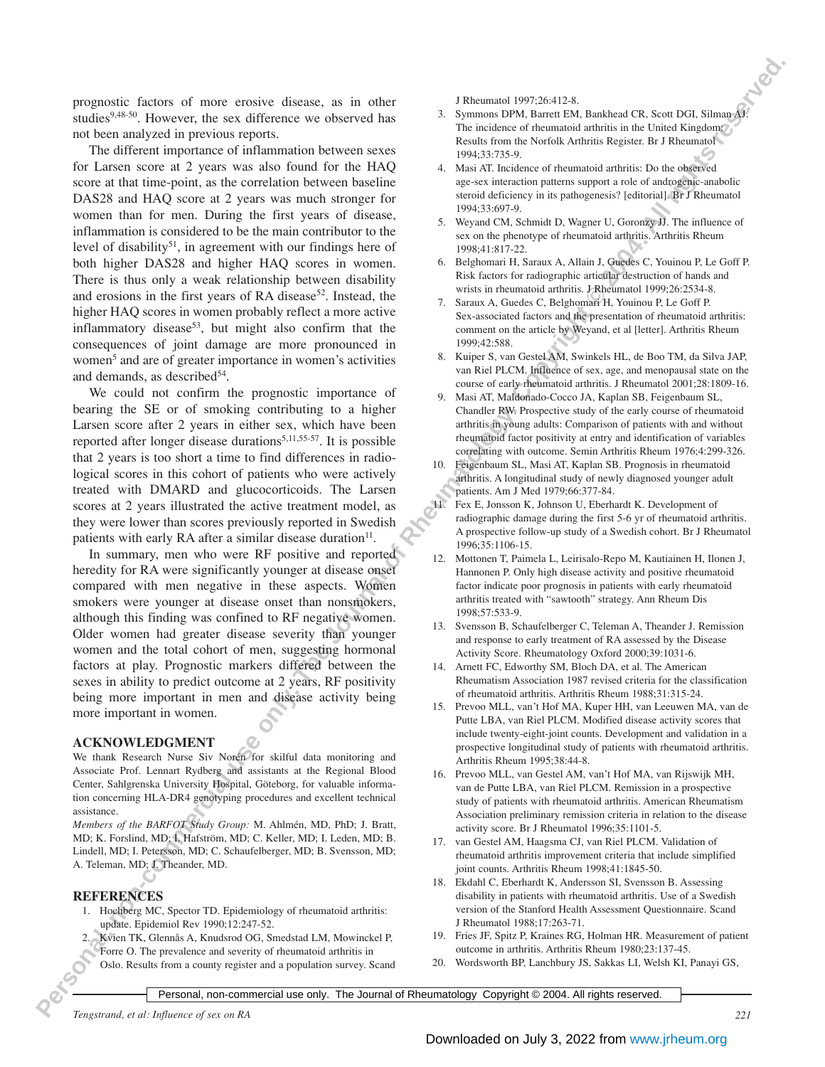prognostic factors of more erosive disease, as in other studies[9,48-50]. However, the sex difference we observed has not been analyzed in previous reports.

The different importance of inflammation between sexes for Larsen score at 2 years was also found for the HAQ score at that time-point, as the correlation between baseline DAS28 and HAQ score at 2 years was much stronger for women than for men. During the first years of disease, inflammation is considered to be the main contributor to the level of disability[51], in agreement with our findings here of both higher DAS28 and higher HAQ scores in women. There is thus only a weak relationship between disability and erosions in the first years of RA disease[52]. Instead, the higher HAQ scores in women probably reflect a more active inflammatory disease[53], but might also confirm that the consequences of joint damage are more pronounced in women[5] and are of greater importance in women's activities and demands, as described[54].

We could not confirm the prognostic importance of bearing the SE or of smoking contributing to a higher Larsen score after 2 years in either sex, which have been reported after longer disease durations[5,11,55-57]. It is possible that 2 years is too short a time to find differences in radiological scores in this cohort of patients who were actively treated with DMARD and glucocorticoids. The Larsen scores at 2 years illustrated the active treatment model, as they were lower than scores previously reported in Swedish patients with early RA after a similar disease duration[11].

In summary, men who were RF positive and reported heredity for RA were significantly younger at disease onset compared with men negative in these aspects. Women smokers were younger at disease onset than nonsmokers, although this finding was confined to RF negative women. Older women had greater disease severity than younger women and the total cohort of men, suggesting hormonal factors at play. Prognostic markers differed between the sexes in ability to predict outcome at 2 years, RF positivity being more important in men and disease activity being more important in women.

## ACKNOWLEDGMENT

We thank Research Nurse Siv Norén for skilful data monitoring and Associate Prof. Lennart Rydberg and assistants at the Regional Blood Center, Sahlgrenska University Hospital, Göteborg, for valuable information concerning HLA-DR4 genotyping procedures and excellent technical assistance.

*Members of the BARFOT Study Group:* M. Ahlmén, MD, PhD; J. Bratt, MD; K. Forslind, MD; I. Hafström, MD; C. Keller, MD; I. Leden, MD; B. Lindell, MD; I. Petersson, MD; C. Schaufelberger, MD; B. Svensson, MD; A. Teleman, MD; J. Theander, MD.

## REFERENCES

1. Hochberg MC, Spector TD. Epidemiology of rheumatoid arthritis: update. Epidemiol Rev 1990;12:247-52.
2. Kvien TK, Glennås A, Knudsrod OG, Smedstad LM, Mowinckel P, Forre O. The prevalence and severity of rheumatoid arthritis in Oslo. Results from a county register and a population survey. Scand J Rheumatol 1997;26:412-8.
3. Symmons DPM, Barrett EM, Bankhead CR, Scott DGI, Silman AJ. The incidence of rheumatoid arthritis in the United Kingdom: Results from the Norfolk Arthritis Register. Br J Rheumatol 1994;33:735-9.
4. Masi AT. Incidence of rheumatoid arthritis: Do the observed age-sex interaction patterns support a role of androgenic-anabolic steroid deficiency in its pathogenesis? [editorial]. Br J Rheumatol 1994;33:697-9.
5. Weyand CM, Schmidt D, Wagner U, Goronzy JJ. The influence of sex on the phenotype of rheumatoid arthritis. Arthritis Rheum 1998;41:817-22.
6. Belghomari H, Saraux A, Allain J, Guedes C, Youinou P, Le Goff P. Risk factors for radiographic articular destruction of hands and wrists in rheumatoid arthritis. J Rheumatol 1999;26:2534-8.
7. Saraux A, Guedes C, Belghomari H, Youinou P, Le Goff P. Sex-associated factors and the presentation of rheumatoid arthritis: comment on the article by Weyand, et al [letter]. Arthritis Rheum 1999;42:588.
8. Kuiper S, van Gestel AM, Swinkels HL, de Boo TM, da Silva JAP, van Riel PLCM. Influence of sex, age, and menopausal state on the course of early rheumatoid arthritis. J Rheumatol 2001;28:1809-16.
9. Masi AT, Maldonado-Cocco JA, Kaplan SB, Feigenbaum SL, Chandler RW. Prospective study of the early course of rheumatoid arthritis in young adults: Comparison of patients with and without rheumatoid factor positivity at entry and identification of variables correlating with outcome. Semin Arthritis Rheum 1976;4:299-326.
10. Feigenbaum SL, Masi AT, Kaplan SB. Prognosis in rheumatoid arthritis. A longitudinal study of newly diagnosed younger adult patients. Am J Med 1979;66:377-84.
11. Fex E, Jonsson K, Johnson U, Eberhardt K. Development of radiographic damage during the first 5-6 yr of rheumatoid arthritis. A prospective follow-up study of a Swedish cohort. Br J Rheumatol 1996;35:1106-15.
12. Mottonen T, Paimela L, Leirisalo-Repo M, Kautiainen H, Ilonen J, Hannonen P. Only high disease activity and positive rheumatoid factor indicate poor prognosis in patients with early rheumatoid arthritis treated with "sawtooth" strategy. Ann Rheum Dis 1998;57:533-9.
13. Svensson B, Schaufelberger C, Teleman A, Theander J. Remission and response to early treatment of RA assessed by the Disease Activity Score. Rheumatology Oxford 2000;39:1031-6.
14. Arnett FC, Edworthy SM, Bloch DA, et al. The American Rheumatism Association 1987 revised criteria for the classification of rheumatoid arthritis. Arthritis Rheum 1988;31:315-24.
15. Prevoo MLL, van't Hof MA, Kuper HH, van Leeuwen MA, van de Putte LBA, van Riel PLCM. Modified disease activity scores that include twenty-eight-joint counts. Development and validation in a prospective longitudinal study of patients with rheumatoid arthritis. Arthritis Rheum 1995;38:44-8.
16. Prevoo MLL, van Gestel AM, van't Hof MA, van Rijswijk MH, van de Putte LBA, van Riel PLCM. Remission in a prospective study of patients with rheumatoid arthritis. American Rheumatism Association preliminary remission criteria in relation to the disease activity score. Br J Rheumatol 1996;35:1101-5.
17. van Gestel AM, Haagsma CJ, van Riel PLCM. Validation of rheumatoid arthritis improvement criteria that include simplified joint counts. Arthritis Rheum 1998;41:1845-50.
18. Ekdahl C, Eberhardt K, Andersson SI, Svensson B. Assessing disability in patients with rheumatoid arthritis. Use of a Swedish version of the Stanford Health Assessment Questionnaire. Scand J Rheumatol 1988;17:263-71.
19. Fries JF, Spitz P, Kraines RG, Holman HR. Measurement of patient outcome in arthritis. Arthritis Rheum 1980;23:137-45.
20. Wordsworth BP, Lanchbury JS, Sakkas LI, Welsh KI, Panayi GS,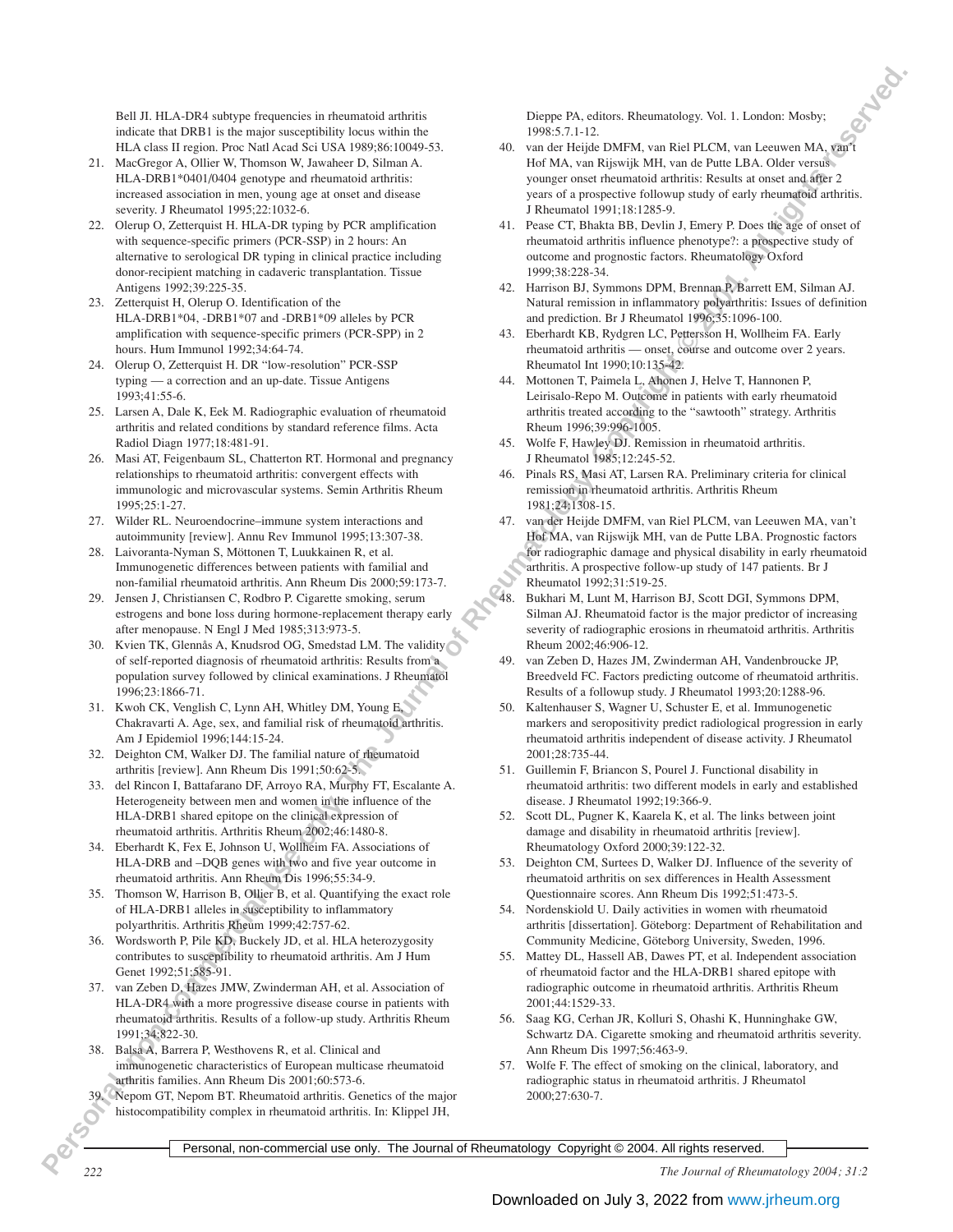Bell JI. HLA-DR4 subtype frequencies in rheumatoid arthritis indicate that DRB1 is the major susceptibility locus within the HLA class II region. Proc Natl Acad Sci USA 1989;86:10049-53.

21. MacGregor A, Ollier W, Thomson W, Jawaheer D, Silman A. HLA-DRB1*0401/0404 genotype and rheumatoid arthritis: increased association in men, young age at onset and disease severity. J Rheumatol 1995;22:1032-6.
22. Olerup O, Zetterquist H. HLA-DR typing by PCR amplification with sequence-specific primers (PCR-SSP) in 2 hours: An alternative to serological DR typing in clinical practice including donor-recipient matching in cadaveric transplantation. Tissue Antigens 1992;39:225-35.
23. Zetterquist H, Olerup O. Identification of the HLA-DRB1*04, -DRB1*07 and -DRB1*09 alleles by PCR amplification with sequence-specific primers (PCR-SPP) in 2 hours. Hum Immunol 1992;34:64-74.
24. Olerup O, Zetterquist H. DR "low-resolution" PCR-SSP typing — a correction and an up-date. Tissue Antigens 1993;41:55-6.
25. Larsen A, Dale K, Eek M. Radiographic evaluation of rheumatoid arthritis and related conditions by standard reference films. Acta Radiol Diagn 1977;18:481-91.
26. Masi AT, Feigenbaum SL, Chatterton RT. Hormonal and pregnancy relationships to rheumatoid arthritis: convergent effects with immunologic and microvascular systems. Semin Arthritis Rheum 1995;25:1-27.
27. Wilder RL. Neuroendocrine–immune system interactions and autoimmunity [review]. Annu Rev Immunol 1995;13:307-38.
28. Laivoranta-Nyman S, Möttonen T, Luukkainen R, et al. Immunogenetic differences between patients with familial and non-familial rheumatoid arthritis. Ann Rheum Dis 2000;59:173-7.
29. Jensen J, Christiansen C, Rodbro P. Cigarette smoking, serum estrogens and bone loss during hormone-replacement therapy early after menopause. N Engl J Med 1985;313:973-5.
30. Kvien TK, Glennås A, Knudsrod OG, Smedstad LM. The validity of self-reported diagnosis of rheumatoid arthritis: Results from a population survey followed by clinical examinations. J Rheumatol 1996;23:1866-71.
31. Kwoh CK, Venglish C, Lynn AH, Whitley DM, Young E, Chakravarti A. Age, sex, and familial risk of rheumatoid arthritis. Am J Epidemiol 1996;144:15-24.
32. Deighton CM, Walker DJ. The familial nature of rheumatoid arthritis [review]. Ann Rheum Dis 1991;50:62-5.
33. del Rincon I, Battafarano DF, Arroyo RA, Murphy FT, Escalante A. Heterogeneity between men and women in the influence of the HLA-DRB1 shared epitope on the clinical expression of rheumatoid arthritis. Arthritis Rheum 2002;46:1480-8.
34. Eberhardt K, Fex E, Johnson U, Wollheim FA. Associations of HLA-DRB and –DQB genes with two and five year outcome in rheumatoid arthritis. Ann Rheum Dis 1996;55:34-9.
35. Thomson W, Harrison B, Ollier B, et al. Quantifying the exact role of HLA-DRB1 alleles in susceptibility to inflammatory polyarthritis. Arthritis Rheum 1999;42:757-62.
36. Wordsworth P, Pile KD, Buckely JD, et al. HLA heterozygosity contributes to susceptibility to rheumatoid arthritis. Am J Hum Genet 1992;51:585-91.
37. van Zeben D, Hazes JMW, Zwinderman AH, et al. Association of HLA-DR4 with a more progressive disease course in patients with rheumatoid arthritis. Results of a follow-up study. Arthritis Rheum 1991;34:822-30.
38. Balsa A, Barrera P, Westhovens R, et al. Clinical and immunogenetic characteristics of European multicase rheumatoid arthritis families. Ann Rheum Dis 2001;60:573-6.
39. Nepom GT, Nepom BT. Rheumatoid arthritis. Genetics of the major histocompatibility complex in rheumatoid arthritis. In: Klippel JH, Dieppe PA, editors. Rheumatology. Vol. 1. London: Mosby; 1998:5.7.1-12.
40. van der Heijde DMFM, van Riel PLCM, van Leeuwen MA, van't Hof MA, van Rijswijk MH, van de Putte LBA. Older versus younger onset rheumatoid arthritis: Results at onset and after 2 years of a prospective followup study of early rheumatoid arthritis. J Rheumatol 1991;18:1285-9.
41. Pease CT, Bhakta BB, Devlin J, Emery P. Does the age of onset of rheumatoid arthritis influence phenotype?: a prospective study of outcome and prognostic factors. Rheumatology Oxford 1999;38:228-34.
42. Harrison BJ, Symmons DPM, Brennan P, Barrett EM, Silman AJ. Natural remission in inflammatory polyarthritis: Issues of definition and prediction. Br J Rheumatol 1996;35:1096-100.
43. Eberhardt KB, Rydgren LC, Pettersson H, Wollheim FA. Early rheumatoid arthritis — onset, course and outcome over 2 years. Rheumatol Int 1990;10:135-42.
44. Mottonen T, Paimela L, Ahonen J, Helve T, Hannonen P, Leirisalo-Repo M. Outcome in patients with early rheumatoid arthritis treated according to the "sawtooth" strategy. Arthritis Rheum 1996;39:996-1005.
45. Wolfe F, Hawley DJ. Remission in rheumatoid arthritis. J Rheumatol 1985;12:245-52.
46. Pinals RS, Masi AT, Larsen RA. Preliminary criteria for clinical remission in rheumatoid arthritis. Arthritis Rheum 1981;24:1308-15.
47. van der Heijde DMFM, van Riel PLCM, van Leeuwen MA, van't Hof MA, van Rijswijk MH, van de Putte LBA. Prognostic factors for radiographic damage and physical disability in early rheumatoid arthritis. A prospective follow-up study of 147 patients. Br J Rheumatol 1992;31:519-25.
48. Bukhari M, Lunt M, Harrison BJ, Scott DGI, Symmons DPM, Silman AJ. Rheumatoid factor is the major predictor of increasing severity of radiographic erosions in rheumatoid arthritis. Arthritis Rheum 2002;46:906-12.
49. van Zeben D, Hazes JM, Zwinderman AH, Vandenbroucke JP, Breedveld FC. Factors predicting outcome of rheumatoid arthritis. Results of a followup study. J Rheumatol 1993;20:1288-96.
50. Kaltenhauser S, Wagner U, Schuster E, et al. Immunogenetic markers and seropositivity predict radiological progression in early rheumatoid arthritis independent of disease activity. J Rheumatol 2001;28:735-44.
51. Guillemin F, Briancon S, Pourel J. Functional disability in rheumatoid arthritis: two different models in early and established disease. J Rheumatol 1992;19:366-9.
52. Scott DL, Pugner K, Kaarela K, et al. The links between joint damage and disability in rheumatoid arthritis [review]. Rheumatology Oxford 2000;39:122-32.
53. Deighton CM, Surtees D, Walker DJ. Influence of the severity of rheumatoid arthritis on sex differences in Health Assessment Questionnaire scores. Ann Rheum Dis 1992;51:473-5.
54. Nordenskiold U. Daily activities in women with rheumatoid arthritis [dissertation]. Göteborg: Department of Rehabilitation and Community Medicine, Göteborg University, Sweden, 1996.
55. Mattey DL, Hassell AB, Dawes PT, et al. Independent association of rheumatoid factor and the HLA-DRB1 shared epitope with radiographic outcome in rheumatoid arthritis. Arthritis Rheum 2001;44:1529-33.
56. Saag KG, Cerhan JR, Kolluri S, Ohashi K, Hunninghake GW, Schwartz DA. Cigarette smoking and rheumatoid arthritis severity. Ann Rheum Dis 1997;56:463-9.
57. Wolfe F. The effect of smoking on the clinical, laboratory, and radiographic status in rheumatoid arthritis. J Rheumatol 2000;27:630-7.